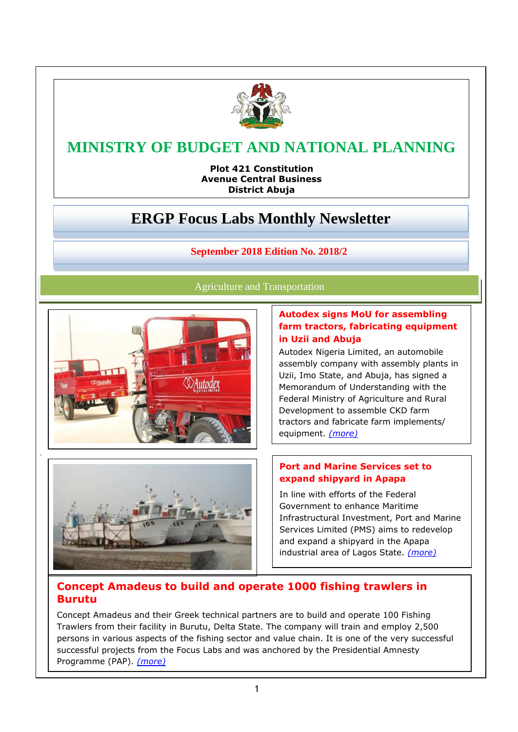# MINISTRY OF BUDGET AND NATIONAL PLANNING

**Plot 421 Constitution Avenue Central Business District Abuja**

## ERGP Focus Labs Monthly Newsletter

**September 2018 Edition No. 2018/2**

### Agriculture and Transportation

### Autodex signs MoU for assembling farm tractors, fabricating equipment in Uzii and Abuja

Autodex Nigeria Limited, an automobile assembly company with assembly plants in Uzii, Imo State, and Abuja, has signed a Memorandum of Understanding with the Federal Ministry of Agriculture and Rural Development to assemble CKD farm tractors and fabricate farm implements/ equipment. *(more)*

### Port and Marine Services set to expand shipyard in Apapa

In line with efforts of the Federal Government to enhance Maritime Infrastructural Investment, Port and Marine Services Limited (PMS) aims to redevelop and expand a shipyard in the Apapa industrial area of Lagos State. *(more)*

### Concept Amadeus to build and operate 1000 fishing trawlers in Burutu

Concept Amadeus and their Greek technical partners are to build and operate 100 Fishing Trawlers from their facility in Burutu, Delta State. The company will train and employ 2,500 persons in various aspects of the fishing sector and value chain. It is one of the very successful successful projects from the Focus Labs and was anchored by the Presidential Amnesty Programme (PAP). *(more)*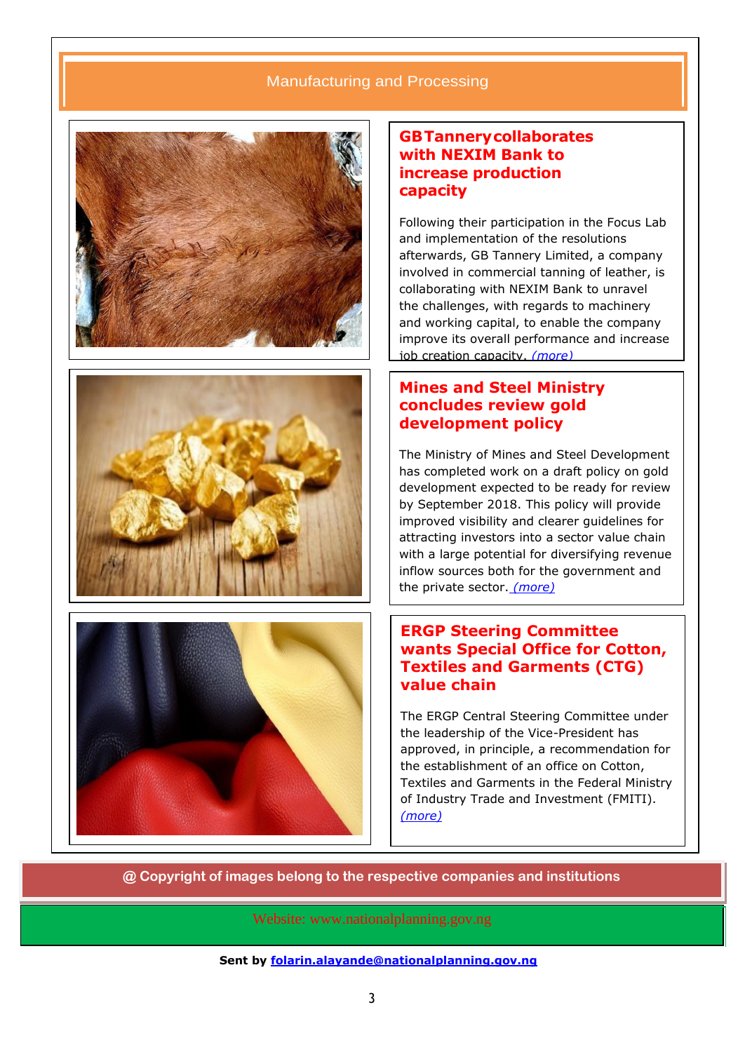## Manufacturing and Processing

### GB Tannery collaborates with NEXIM Bank to increase production capacity

Following their participation in the Focus Lab and implementation of the resolutions afterwards, GB Tannery Limited, a company involved in commercial tanning of leather, is collaborating with NEXIM Bank to unravel the challenges, with regards to machinery and working capital, to enable the company improve its overall performance and increase job creation capacity. *(more)*

### Mines and Steel Ministry concludes review gold development policy

The Ministry of Mines and Steel Development has completed work on a draft policy on gold development expected to be ready for review by September 2018. This policy will provide improved visibility and clearer guidelines for attracting investors into a sector value chain with a large potential for diversifying revenue inflow sources both for the government and the private sector. *(more)*

### ERGP Steering Committee wants Special Office for Cotton, Textiles and Garments (CTG) value chain

The ERGP Central Steering Committee under the leadership of the Vice-President has approved, in principle, a recommendation for the establishment of an office on Cotton, Textiles and Garments in the Federal Ministry of Industry Trade and Investment (FMITI). *(more)*

**@ Copyright of images belong to the respective companies and institutions**

Website: www.nationalplanning.gov.ng

**Sent by folarin.alayande@nationalplanning.gov.ng**